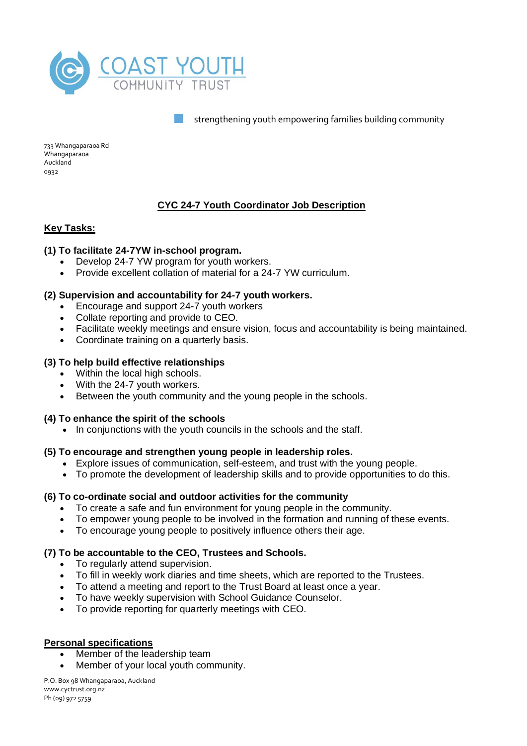COAST YOUTH
COMMUNITY TRUST

strengthening youth empowering families building community

733 Whangaparaoa Rd
Whangaparaoa
Auckland
0932

# CYC 24-7 Youth Coordinator Job Description

## Key Tasks:

**(1) To facilitate 24-7YW in-school program.**

- Develop 24-7 YW program for youth workers.
- Provide excellent collation of material for a 24-7 YW curriculum.

**(2) Supervision and accountability for 24-7 youth workers.**

- Encourage and support 24-7 youth workers
- Collate reporting and provide to CEO.
- Facilitate weekly meetings and ensure vision, focus and accountability is being maintained.
- Coordinate training on a quarterly basis.

**(3) To help build effective relationships**

- Within the local high schools.
- With the 24-7 youth workers.
- Between the youth community and the young people in the schools.

**(4) To enhance the spirit of the schools**

- In conjunctions with the youth councils in the schools and the staff.

**(5) To encourage and strengthen young people in leadership roles.**

- Explore issues of communication, self-esteem, and trust with the young people.
- To promote the development of leadership skills and to provide opportunities to do this.

**(6) To co-ordinate social and outdoor activities for the community**

- To create a safe and fun environment for young people in the community.
- To empower young people to be involved in the formation and running of these events.
- To encourage young people to positively influence others their age.

**(7) To be accountable to the CEO, Trustees and Schools.**

- To regularly attend supervision.
- To fill in weekly work diaries and time sheets, which are reported to the Trustees.
- To attend a meeting and report to the Trust Board at least once a year.
- To have weekly supervision with School Guidance Counselor.
- To provide reporting for quarterly meetings with CEO.

## Personal specifications

- Member of the leadership team
- Member of your local youth community.

P.O. Box 98 Whangaparaoa, Auckland
www.cyctrust.org.nz
Ph (09) 972 5759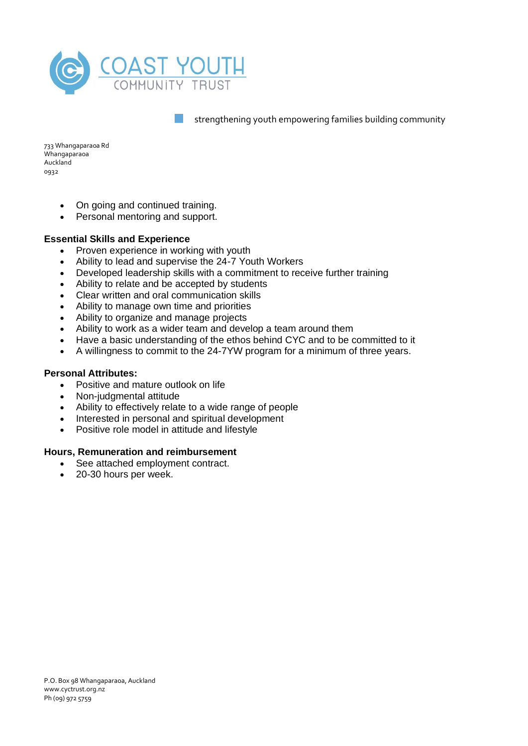- On going and continued training.
- Personal mentoring and support.

**Essential Skills and Experience**

- Proven experience in working with youth
- Ability to lead and supervise the 24-7 Youth Workers
- Developed leadership skills with a commitment to receive further training
- Ability to relate and be accepted by students
- Clear written and oral communication skills
- Ability to manage own time and priorities
- Ability to organize and manage projects
- Ability to work as a wider team and develop a team around them
- Have a basic understanding of the ethos behind CYC and to be committed to it
- A willingness to commit to the 24-7YW program for a minimum of three years.

**Personal Attributes:**

- Positive and mature outlook on life
- Non-judgmental attitude
- Ability to effectively relate to a wide range of people
- Interested in personal and spiritual development
- Positive role model in attitude and lifestyle

**Hours, Remuneration and reimbursement**

- See attached employment contract.
- 20-30 hours per week.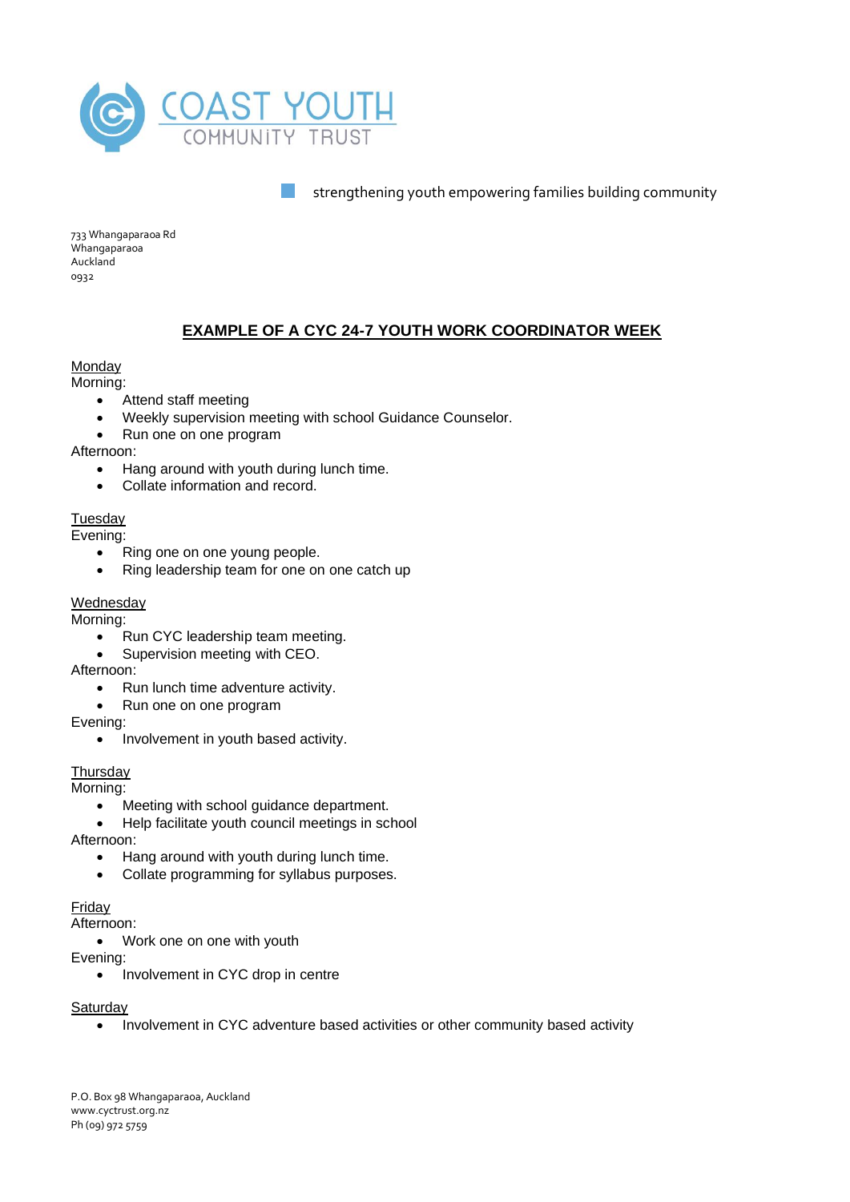COAST YOUTH
COMMUNITY TRUST

strengthening youth empowering families building community

733 Whangaparaoa Rd
Whangaparaoa
Auckland
0932

## EXAMPLE OF A CYC 24-7 YOUTH WORK COORDINATOR WEEK

Monday

Morning:

- Attend staff meeting
- Weekly supervision meeting with school Guidance Counselor.
- Run one on one program

Afternoon:

- Hang around with youth during lunch time.
- Collate information and record.

Tuesday

Evening:

- Ring one on one young people.
- Ring leadership team for one on one catch up

Wednesday

Morning:

- Run CYC leadership team meeting.
- Supervision meeting with CEO.

Afternoon:

- Run lunch time adventure activity.
- Run one on one program

Evening:

- Involvement in youth based activity.

Thursday

Morning:

- Meeting with school guidance department.
- Help facilitate youth council meetings in school

Afternoon:

- Hang around with youth during lunch time.
- Collate programming for syllabus purposes.

Friday

Afternoon:

- Work one on one with youth

Evening:

- Involvement in CYC drop in centre

Saturday

- Involvement in CYC adventure based activities or other community based activity

P.O. Box 98 Whangaparaoa, Auckland
www.cyctrust.org.nz
Ph (09) 972 5759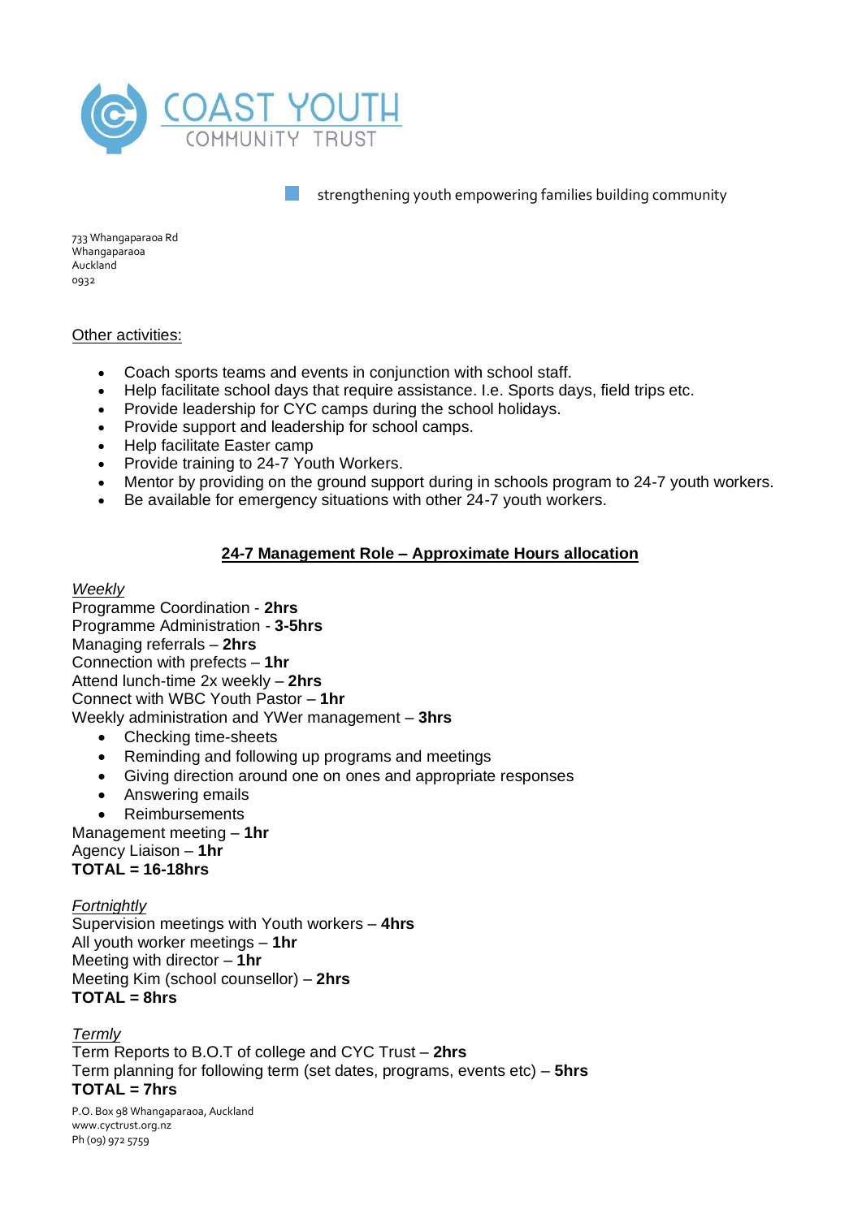strengthening youth empowering families building community

733 Whangaparaoa Rd
Whangaparaoa
Auckland
0932

Other activities:

- Coach sports teams and events in conjunction with school staff.
- Help facilitate school days that require assistance. I.e. Sports days, field trips etc.
- Provide leadership for CYC camps during the school holidays.
- Provide support and leadership for school camps.
- Help facilitate Easter camp
- Provide training to 24-7 Youth Workers.
- Mentor by providing on the ground support during in schools program to 24-7 youth workers.
- Be available for emergency situations with other 24-7 youth workers.

## 24-7 Management Role – Approximate Hours allocation

*Weekly*
Programme Coordination - **2hrs**
Programme Administration - **3-5hrs**
Managing referrals – **2hrs**
Connection with prefects – **1hr**
Attend lunch-time 2x weekly – **2hrs**
Connect with WBC Youth Pastor – **1hr**
Weekly administration and YWer management – **3hrs**

- Checking time-sheets
- Reminding and following up programs and meetings
- Giving direction around one on ones and appropriate responses
- Answering emails
- Reimbursements

Management meeting – **1hr**
Agency Liaison – **1hr**
**TOTAL = 16-18hrs**

*Fortnightly*
Supervision meetings with Youth workers – **4hrs**
All youth worker meetings – **1hr**
Meeting with director – **1hr**
Meeting Kim (school counsellor) – **2hrs**
**TOTAL = 8hrs**

*Termly*
Term Reports to B.O.T of college and CYC Trust – **2hrs**
Term planning for following term (set dates, programs, events etc) – **5hrs**
**TOTAL = 7hrs**

P.O. Box 98 Whangaparaoa, Auckland
www.cyctrust.org.nz
Ph (09) 972 5759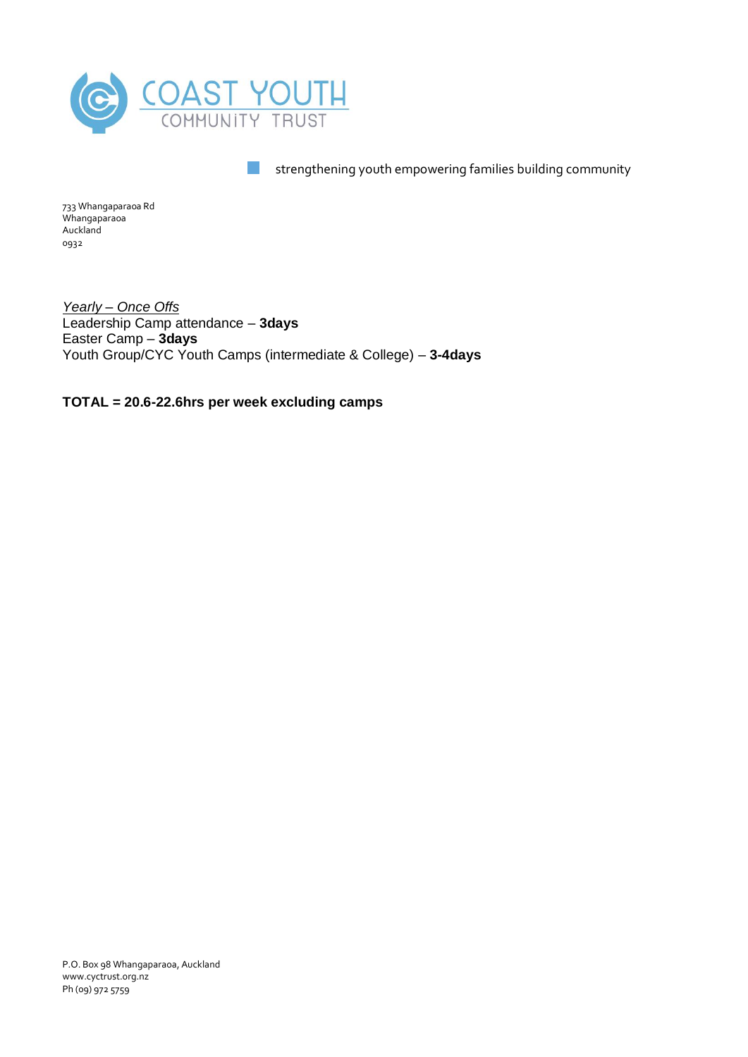COAST YOUTH
COMMUNITY TRUST

strengthening youth empowering families building community

733 Whangaparaoa Rd
Whangaparaoa
Auckland
0932

*Yearly – Once Offs*
Leadership Camp attendance – **3days**
Easter Camp – **3days**
Youth Group/CYC Youth Camps (intermediate & College) – **3-4days**

**TOTAL = 20.6-22.6hrs per week excluding camps**

P.O. Box 98 Whangaparaoa, Auckland
www.cyctrust.org.nz
Ph (09) 972 5759